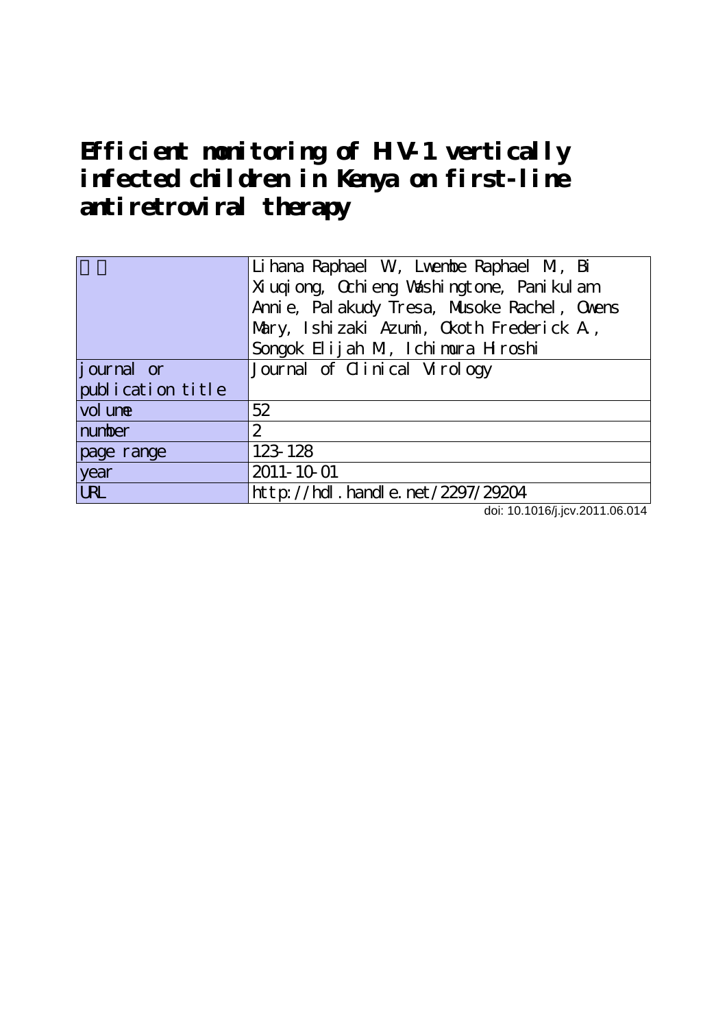# Efficient monitoring of HIV-1 vertically infected children in Kenya on first-line antiretroviral therapy

| | |
|---|---|
| 著者 | Lihana Raphael W, Lwembe Raphael M, Bi Xiuqiong, Ochieng Washingtone, Panikulam Annie, Palakudy Tresa, Musoke Rachel, Owens Mary, Ishizaki Azumi, Okoth Frederick A., Songok Elijah M, Ichimura Hiroshi |
| journal or publication title | Journal of Clinical Virology |
| volume | 52 |
| number | 2 |
| page range | 123-128 |
| year | 2011-10-01 |
| URL | http://hdl.handle.net/2297/29204 |

doi: 10.1016/j.jcv.2011.06.014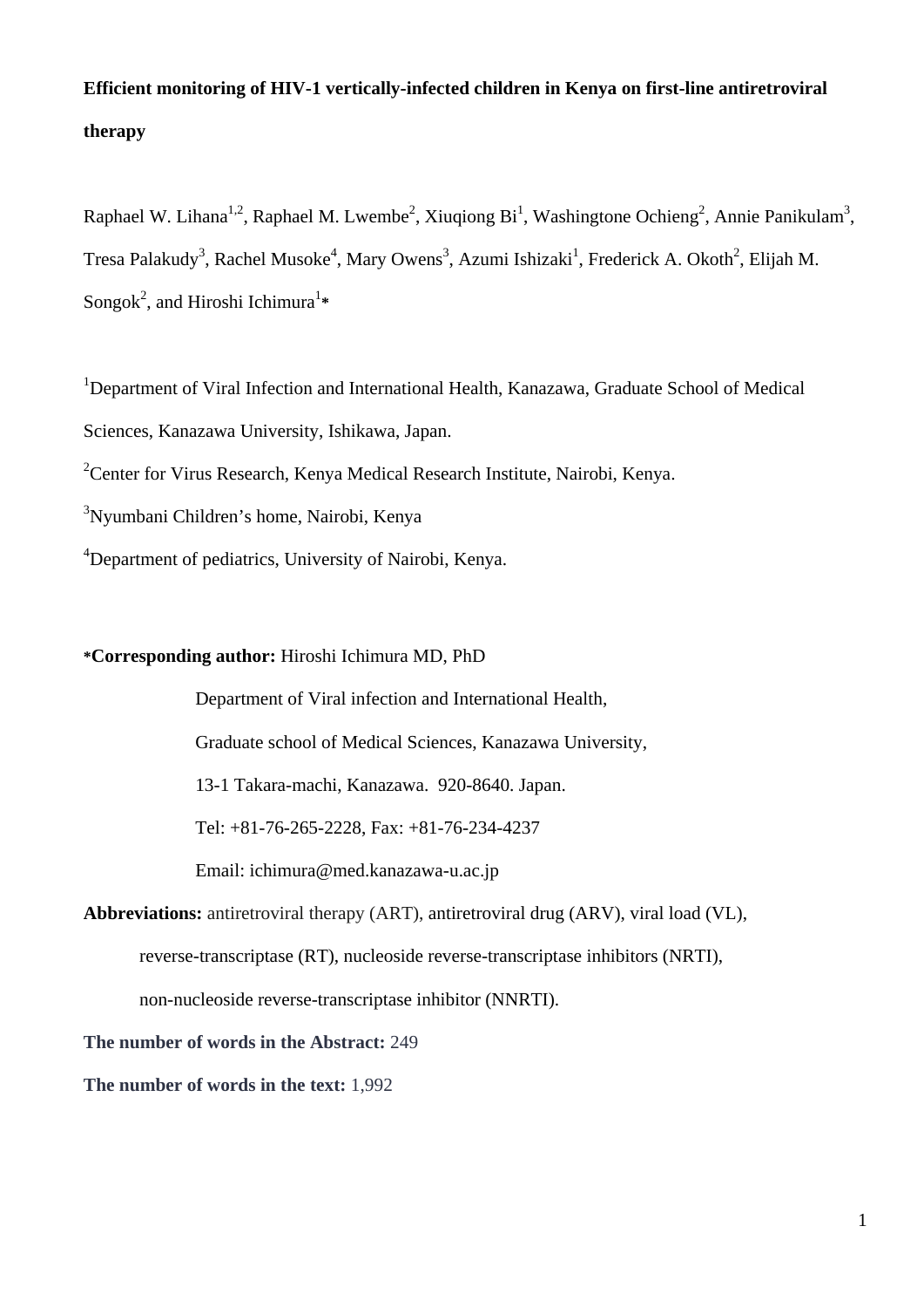**Efficient monitoring of HIV-1 vertically-infected children in Kenya on first-line antiretroviral therapy**

Raphael W. Lihana[1,2], Raphael M. Lwembe[2], Xiuqiong Bi[1], Washingtone Ochieng[2], Annie Panikulam[3], Tresa Palakudy[3], Rachel Musoke[4], Mary Owens[3], Azumi Ishizaki[1], Frederick A. Okoth[2], Elijah M. Songok[2], and Hiroshi Ichimura[1]*

[1]Department of Viral Infection and International Health, Kanazawa, Graduate School of Medical Sciences, Kanazawa University, Ishikawa, Japan.

[2]Center for Virus Research, Kenya Medical Research Institute, Nairobi, Kenya.

[3]Nyumbani Children's home, Nairobi, Kenya

[4]Department of pediatrics, University of Nairobi, Kenya.

***Corresponding author:** Hiroshi Ichimura MD, PhD

Department of Viral infection and International Health,

Graduate school of Medical Sciences, Kanazawa University,

13-1 Takara-machi, Kanazawa. 920-8640. Japan.

Tel: +81-76-265-2228, Fax: +81-76-234-4237

Email: ichimura@med.kanazawa-u.ac.jp

**Abbreviations:** antiretroviral therapy (ART), antiretroviral drug (ARV), viral load (VL), reverse-transcriptase (RT), nucleoside reverse-transcriptase inhibitors (NRTI), non-nucleoside reverse-transcriptase inhibitor (NNRTI).

**The number of words in the Abstract:** 249

**The number of words in the text:** 1,992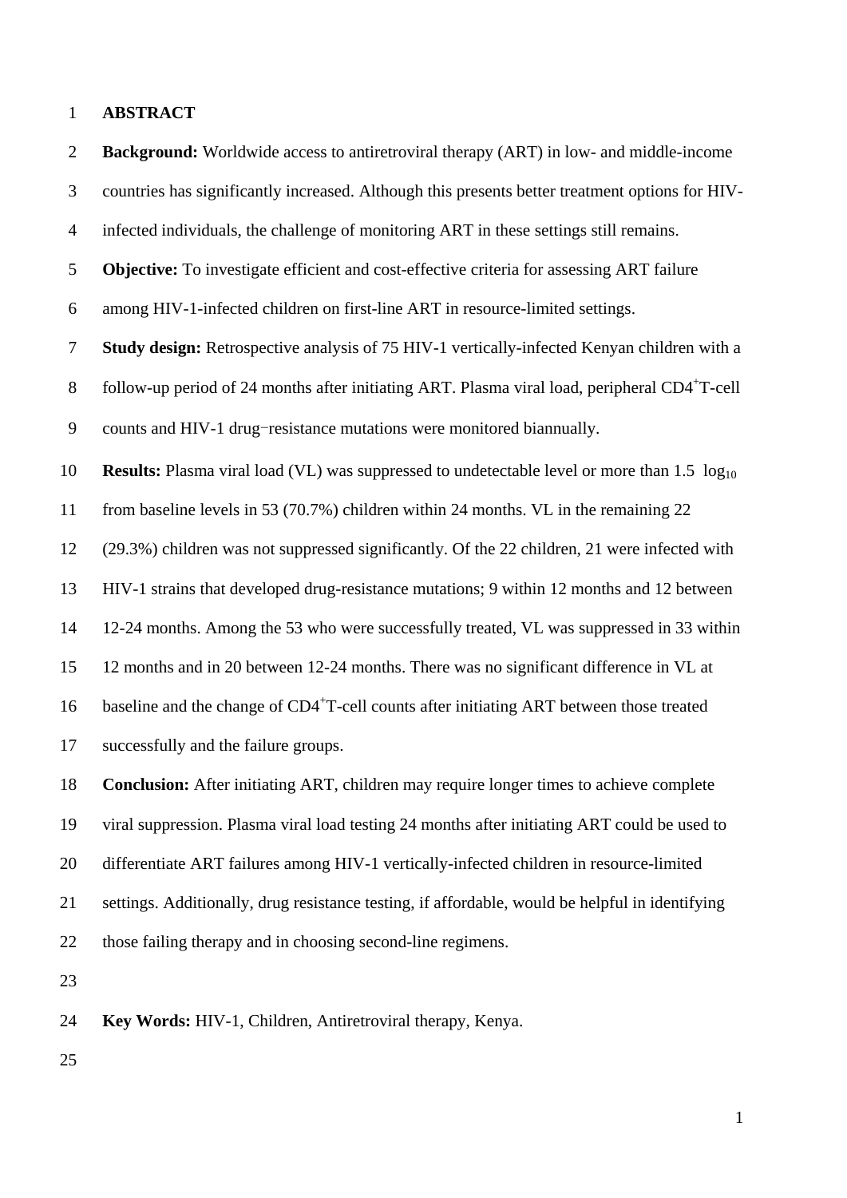# ABSTRACT

**Background:** Worldwide access to antiretroviral therapy (ART) in low- and middle-income countries has significantly increased. Although this presents better treatment options for HIV-infected individuals, the challenge of monitoring ART in these settings still remains.

**Objective:** To investigate efficient and cost-effective criteria for assessing ART failure among HIV-1-infected children on first-line ART in resource-limited settings.

**Study design:** Retrospective analysis of 75 HIV-1 vertically-infected Kenyan children with a follow-up period of 24 months after initiating ART. Plasma viral load, peripheral $CD4^{+}$T-cell counts and HIV-1 drug–resistance mutations were monitored biannually.

**Results:** Plasma viral load (VL) was suppressed to undetectable level or more than 1.5 $\log_{10}$ from baseline levels in 53 (70.7%) children within 24 months. VL in the remaining 22 (29.3%) children was not suppressed significantly. Of the 22 children, 21 were infected with HIV-1 strains that developed drug-resistance mutations; 9 within 12 months and 12 between 12-24 months. Among the 53 who were successfully treated, VL was suppressed in 33 within 12 months and in 20 between 12-24 months. There was no significant difference in VL at baseline and the change of $CD4^{+}$T-cell counts after initiating ART between those treated successfully and the failure groups.

**Conclusion:** After initiating ART, children may require longer times to achieve complete viral suppression. Plasma viral load testing 24 months after initiating ART could be used to differentiate ART failures among HIV-1 vertically-infected children in resource-limited settings. Additionally, drug resistance testing, if affordable, would be helpful in identifying those failing therapy and in choosing second-line regimens.

**Key Words:** HIV-1, Children, Antiretroviral therapy, Kenya.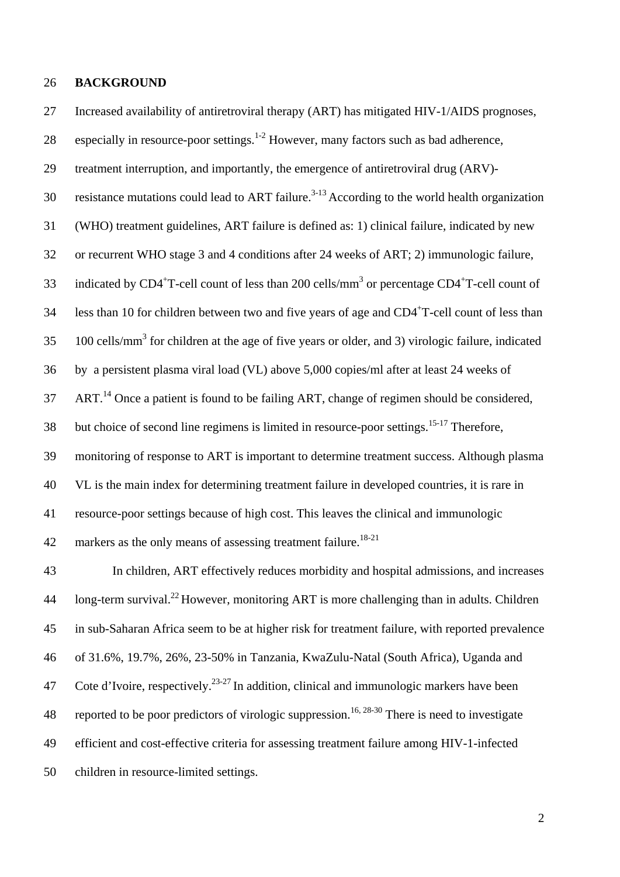## BACKGROUND

Increased availability of antiretroviral therapy (ART) has mitigated HIV-1/AIDS prognoses, especially in resource-poor settings.[1-2] However, many factors such as bad adherence, treatment interruption, and importantly, the emergence of antiretroviral drug (ARV)-resistance mutations could lead to ART failure.[3-13] According to the world health organization (WHO) treatment guidelines, ART failure is defined as: 1) clinical failure, indicated by new or recurrent WHO stage 3 and 4 conditions after 24 weeks of ART; 2) immunologic failure, indicated by $CD4^{+}$T-cell count of less than 200 cells/$mm^3$ or percentage $CD4^{+}$T-cell count of less than 10 for children between two and five years of age and $CD4^{+}$T-cell count of less than 100 cells/$mm^3$ for children at the age of five years or older, and 3) virologic failure, indicated by a persistent plasma viral load (VL) above 5,000 copies/ml after at least 24 weeks of ART.[14] Once a patient is found to be failing ART, change of regimen should be considered, but choice of second line regimens is limited in resource-poor settings.[15-17] Therefore, monitoring of response to ART is important to determine treatment success. Although plasma VL is the main index for determining treatment failure in developed countries, it is rare in resource-poor settings because of high cost. This leaves the clinical and immunologic markers as the only means of assessing treatment failure.[18-21]

In children, ART effectively reduces morbidity and hospital admissions, and increases long-term survival.[22] However, monitoring ART is more challenging than in adults. Children in sub-Saharan Africa seem to be at higher risk for treatment failure, with reported prevalence of 31.6%, 19.7%, 26%, 23-50% in Tanzania, KwaZulu-Natal (South Africa), Uganda and Cote d'Ivoire, respectively.[23-27] In addition, clinical and immunologic markers have been reported to be poor predictors of virologic suppression.[16, 28-30] There is need to investigate efficient and cost-effective criteria for assessing treatment failure among HIV-1-infected children in resource-limited settings.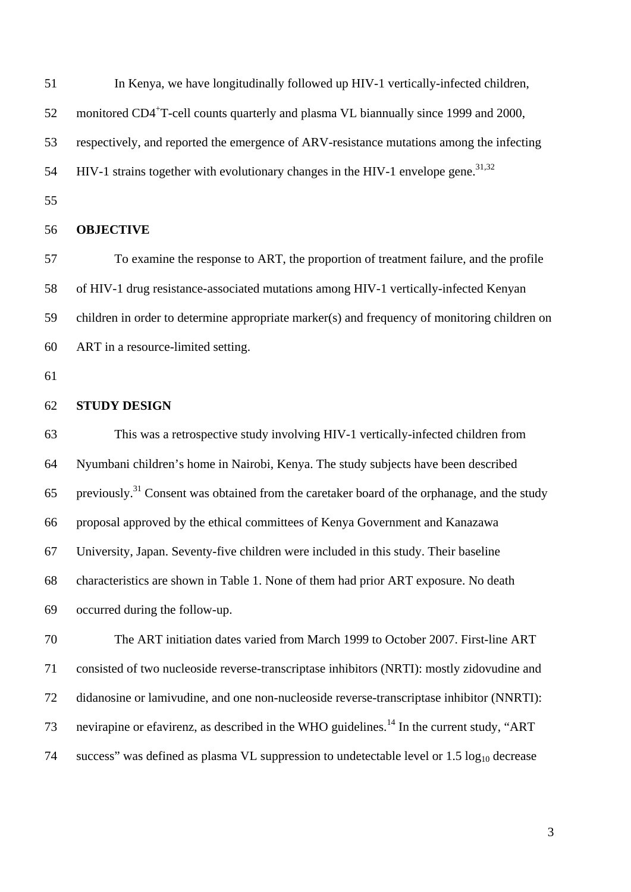In Kenya, we have longitudinally followed up HIV-1 vertically-infected children, monitored $CD4^+$ T-cell counts quarterly and plasma VL biannually since 1999 and 2000, respectively, and reported the emergence of ARV-resistance mutations among the infecting HIV-1 strains together with evolutionary changes in the HIV-1 envelope gene.[31,32]

## OBJECTIVE

To examine the response to ART, the proportion of treatment failure, and the profile of HIV-1 drug resistance-associated mutations among HIV-1 vertically-infected Kenyan children in order to determine appropriate marker(s) and frequency of monitoring children on ART in a resource-limited setting.

## STUDY DESIGN

This was a retrospective study involving HIV-1 vertically-infected children from Nyumbani children's home in Nairobi, Kenya. The study subjects have been described previously.[31] Consent was obtained from the caretaker board of the orphanage, and the study proposal approved by the ethical committees of Kenya Government and Kanazawa University, Japan. Seventy-five children were included in this study. Their baseline characteristics are shown in Table 1. None of them had prior ART exposure. No death occurred during the follow-up.

The ART initiation dates varied from March 1999 to October 2007. First-line ART consisted of two nucleoside reverse-transcriptase inhibitors (NRTI): mostly zidovudine and didanosine or lamivudine, and one non-nucleoside reverse-transcriptase inhibitor (NNRTI): nevirapine or efavirenz, as described in the WHO guidelines.[14] In the current study, "ART success" was defined as plasma VL suppression to undetectable level or 1.5 $\log_{10}$ decrease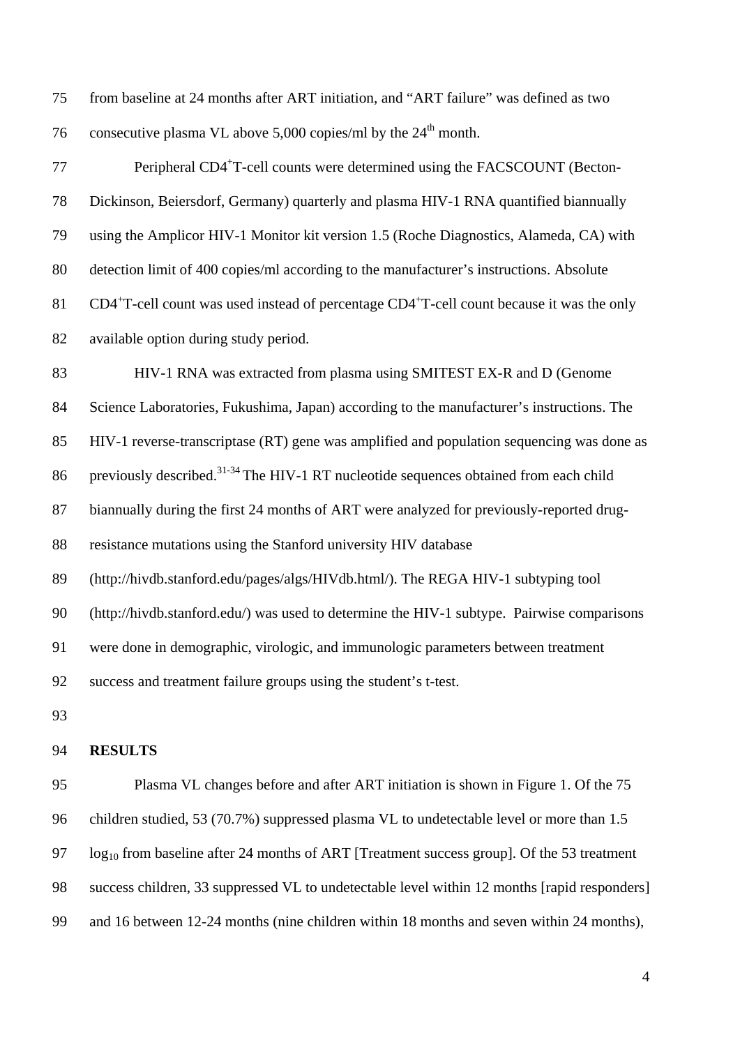from baseline at 24 months after ART initiation, and "ART failure" was defined as two consecutive plasma VL above 5,000 copies/ml by the $24^{th}$ month.

Peripheral $CD4^{+}$T-cell counts were determined using the FACSCOUNT (Becton-Dickinson, Beiersdorf, Germany) quarterly and plasma HIV-1 RNA quantified biannually using the Amplicor HIV-1 Monitor kit version 1.5 (Roche Diagnostics, Alameda, CA) with detection limit of 400 copies/ml according to the manufacturer's instructions. Absolute $CD4^{+}$T-cell count was used instead of percentage $CD4^{+}$T-cell count because it was the only available option during study period.

HIV-1 RNA was extracted from plasma using SMITEST EX-R and D (Genome Science Laboratories, Fukushima, Japan) according to the manufacturer's instructions. The HIV-1 reverse-transcriptase (RT) gene was amplified and population sequencing was done as previously described.[31-34] The HIV-1 RT nucleotide sequences obtained from each child biannually during the first 24 months of ART were analyzed for previously-reported drug-resistance mutations using the Stanford university HIV database (http://hivdb.stanford.edu/pages/algs/HIVdb.html/). The REGA HIV-1 subtyping tool (http://hivdb.stanford.edu/) was used to determine the HIV-1 subtype. Pairwise comparisons were done in demographic, virologic, and immunologic parameters between treatment success and treatment failure groups using the student's t-test.

**RESULTS**

Plasma VL changes before and after ART initiation is shown in Figure 1. Of the 75 children studied, 53 (70.7%) suppressed plasma VL to undetectable level or more than 1.5 $\log_{10}$ from baseline after 24 months of ART [Treatment success group]. Of the 53 treatment success children, 33 suppressed VL to undetectable level within 12 months [rapid responders] and 16 between 12-24 months (nine children within 18 months and seven within 24 months),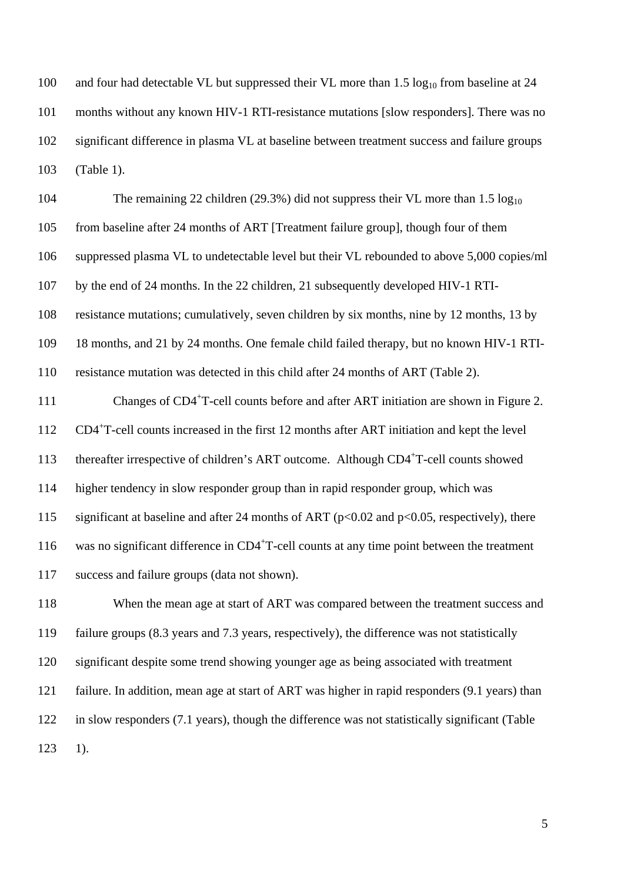and four had detectable VL but suppressed their VL more than 1.5 $\log_{10}$ from baseline at 24 months without any known HIV-1 RTI-resistance mutations [slow responders]. There was no significant difference in plasma VL at baseline between treatment success and failure groups (Table 1).

The remaining 22 children (29.3%) did not suppress their VL more than 1.5 $\log_{10}$ from baseline after 24 months of ART [Treatment failure group], though four of them suppressed plasma VL to undetectable level but their VL rebounded to above 5,000 copies/ml by the end of 24 months. In the 22 children, 21 subsequently developed HIV-1 RTI-resistance mutations; cumulatively, seven children by six months, nine by 12 months, 13 by 18 months, and 21 by 24 months. One female child failed therapy, but no known HIV-1 RTI-resistance mutation was detected in this child after 24 months of ART (Table 2).

Changes of $CD4^{+}$T-cell counts before and after ART initiation are shown in Figure 2. $CD4^{+}$T-cell counts increased in the first 12 months after ART initiation and kept the level thereafter irrespective of children's ART outcome. Although $CD4^{+}$T-cell counts showed higher tendency in slow responder group than in rapid responder group, which was significant at baseline and after 24 months of ART ($p<0.02$ and $p<0.05$, respectively), there was no significant difference in $CD4^{+}$T-cell counts at any time point between the treatment success and failure groups (data not shown).

When the mean age at start of ART was compared between the treatment success and failure groups (8.3 years and 7.3 years, respectively), the difference was not statistically significant despite some trend showing younger age as being associated with treatment failure. In addition, mean age at start of ART was higher in rapid responders (9.1 years) than in slow responders (7.1 years), though the difference was not statistically significant (Table 1).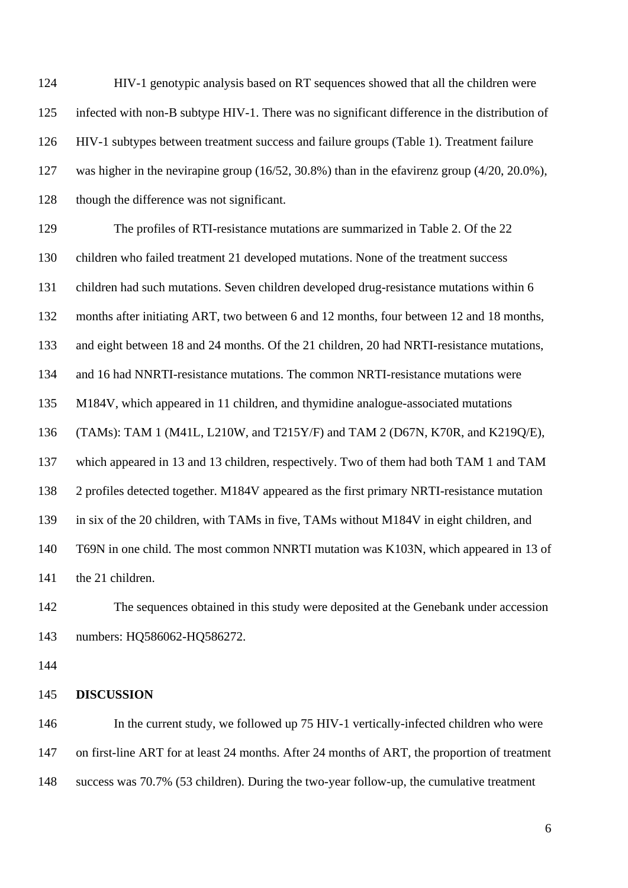HIV-1 genotypic analysis based on RT sequences showed that all the children were infected with non-B subtype HIV-1. There was no significant difference in the distribution of HIV-1 subtypes between treatment success and failure groups (Table 1). Treatment failure was higher in the nevirapine group (16/52, 30.8%) than in the efavirenz group (4/20, 20.0%), though the difference was not significant.

The profiles of RTI-resistance mutations are summarized in Table 2. Of the 22 children who failed treatment 21 developed mutations. None of the treatment success children had such mutations. Seven children developed drug-resistance mutations within 6 months after initiating ART, two between 6 and 12 months, four between 12 and 18 months, and eight between 18 and 24 months. Of the 21 children, 20 had NRTI-resistance mutations, and 16 had NNRTI-resistance mutations. The common NRTI-resistance mutations were M184V, which appeared in 11 children, and thymidine analogue-associated mutations (TAMs): TAM 1 (M41L, L210W, and T215Y/F) and TAM 2 (D67N, K70R, and K219Q/E), which appeared in 13 and 13 children, respectively. Two of them had both TAM 1 and TAM 2 profiles detected together. M184V appeared as the first primary NRTI-resistance mutation in six of the 20 children, with TAMs in five, TAMs without M184V in eight children, and T69N in one child. The most common NNRTI mutation was K103N, which appeared in 13 of the 21 children.

The sequences obtained in this study were deposited at the Genebank under accession numbers: HQ586062-HQ586272.

## DISCUSSION

In the current study, we followed up 75 HIV-1 vertically-infected children who were on first-line ART for at least 24 months. After 24 months of ART, the proportion of treatment success was 70.7% (53 children). During the two-year follow-up, the cumulative treatment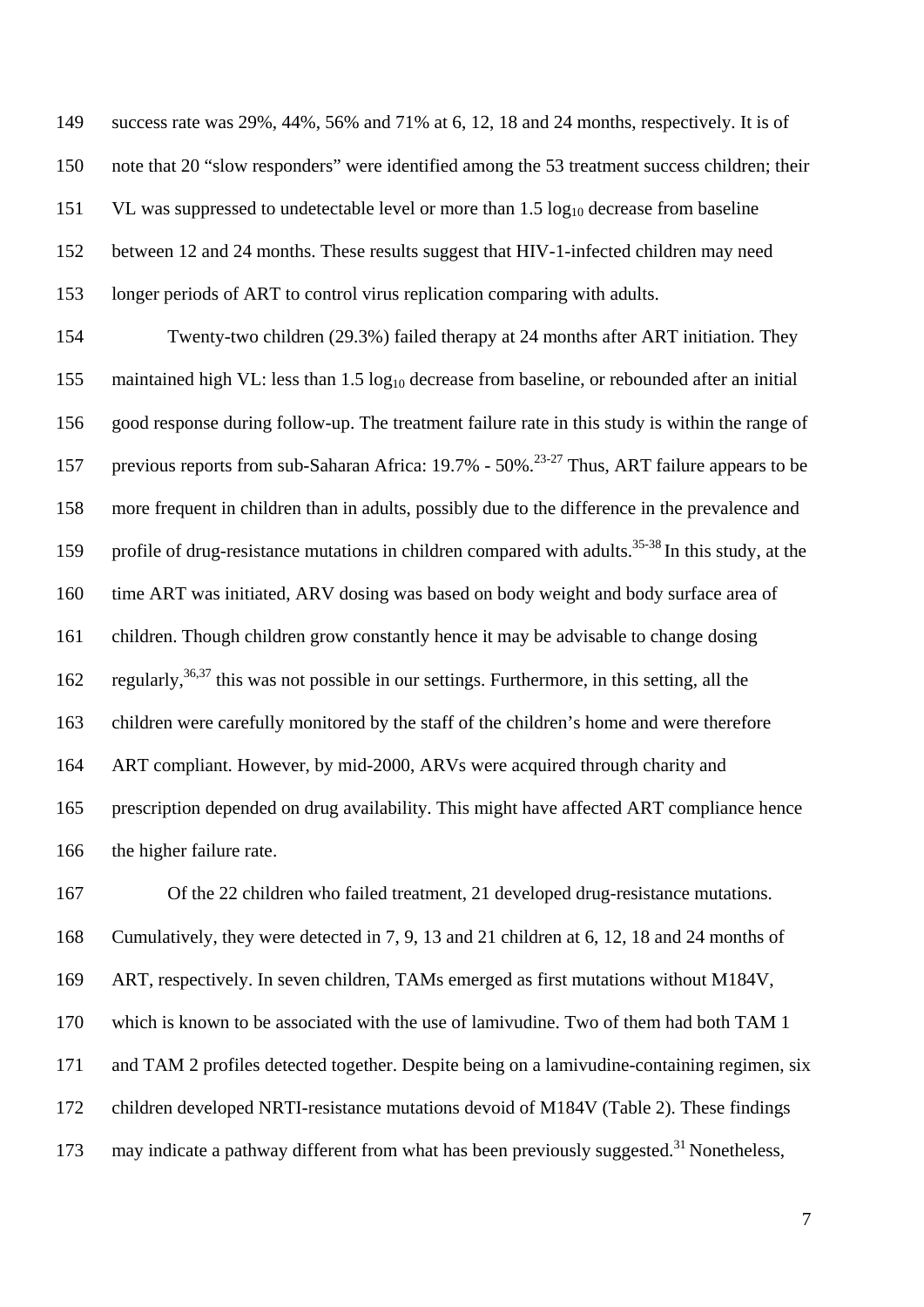success rate was 29%, 44%, 56% and 71% at 6, 12, 18 and 24 months, respectively. It is of note that 20 "slow responders" were identified among the 53 treatment success children; their VL was suppressed to undetectable level or more than 1.5 $\log_{10}$ decrease from baseline between 12 and 24 months. These results suggest that HIV-1-infected children may need longer periods of ART to control virus replication comparing with adults.

Twenty-two children (29.3%) failed therapy at 24 months after ART initiation. They maintained high VL: less than 1.5 $\log_{10}$ decrease from baseline, or rebounded after an initial good response during follow-up. The treatment failure rate in this study is within the range of previous reports from sub-Saharan Africa: 19.7% - 50%.[23-27] Thus, ART failure appears to be more frequent in children than in adults, possibly due to the difference in the prevalence and profile of drug-resistance mutations in children compared with adults.[35-38] In this study, at the time ART was initiated, ARV dosing was based on body weight and body surface area of children. Though children grow constantly hence it may be advisable to change dosing regularly,[36,37] this was not possible in our settings. Furthermore, in this setting, all the children were carefully monitored by the staff of the children's home and were therefore ART compliant. However, by mid-2000, ARVs were acquired through charity and prescription depended on drug availability. This might have affected ART compliance hence the higher failure rate.

Of the 22 children who failed treatment, 21 developed drug-resistance mutations. Cumulatively, they were detected in 7, 9, 13 and 21 children at 6, 12, 18 and 24 months of ART, respectively. In seven children, TAMs emerged as first mutations without M184V, which is known to be associated with the use of lamivudine. Two of them had both TAM 1 and TAM 2 profiles detected together. Despite being on a lamivudine-containing regimen, six children developed NRTI-resistance mutations devoid of M184V (Table 2). These findings may indicate a pathway different from what has been previously suggested.[31] Nonetheless,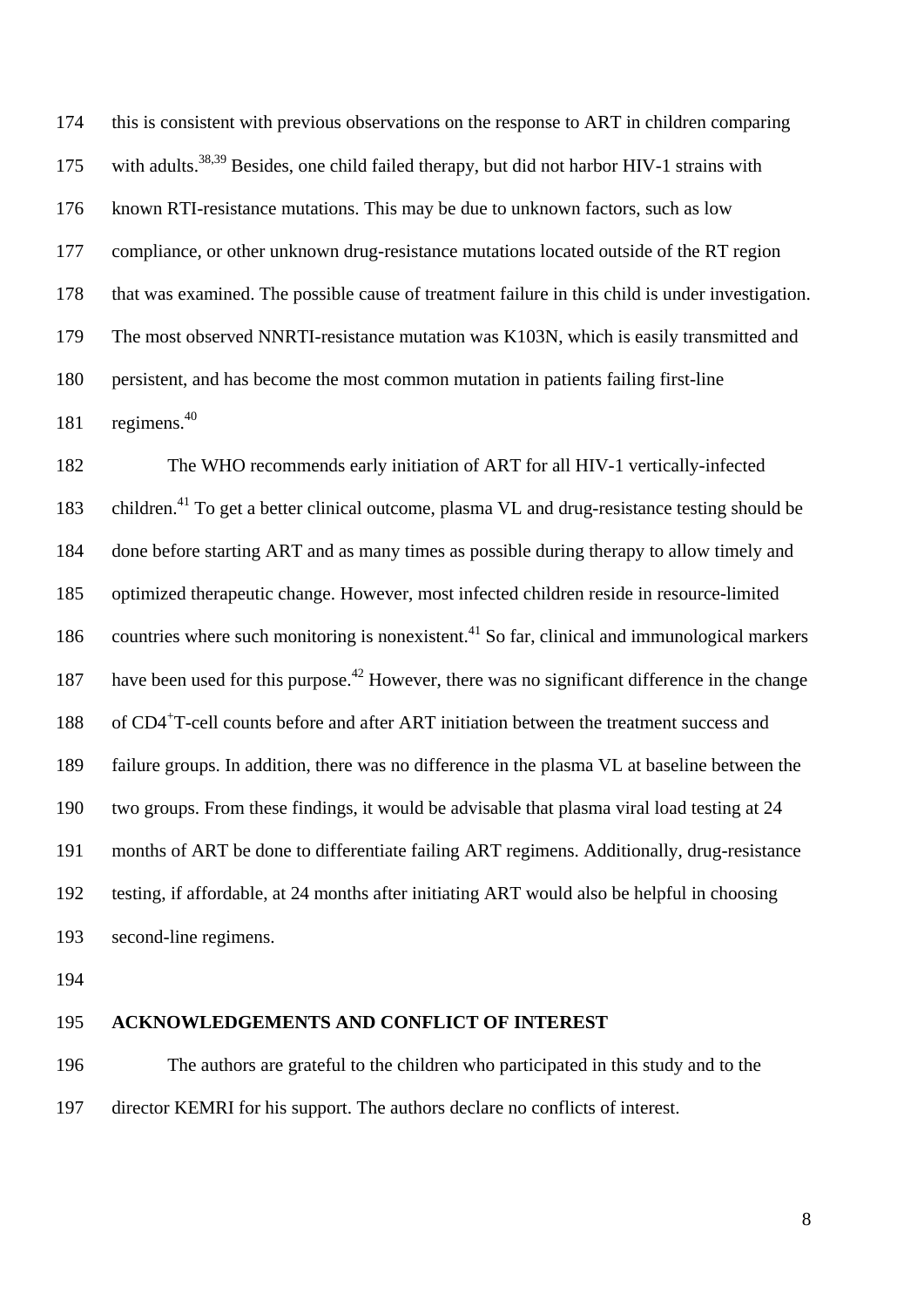this is consistent with previous observations on the response to ART in children comparing with adults.[38,39] Besides, one child failed therapy, but did not harbor HIV-1 strains with known RTI-resistance mutations. This may be due to unknown factors, such as low compliance, or other unknown drug-resistance mutations located outside of the RT region that was examined. The possible cause of treatment failure in this child is under investigation. The most observed NNRTI-resistance mutation was K103N, which is easily transmitted and persistent, and has become the most common mutation in patients failing first-line regimens.[40]

The WHO recommends early initiation of ART for all HIV-1 vertically-infected children.[41] To get a better clinical outcome, plasma VL and drug-resistance testing should be done before starting ART and as many times as possible during therapy to allow timely and optimized therapeutic change. However, most infected children reside in resource-limited countries where such monitoring is nonexistent.[41] So far, clinical and immunological markers have been used for this purpose.[42] However, there was no significant difference in the change of $CD4^{+}$T-cell counts before and after ART initiation between the treatment success and failure groups. In addition, there was no difference in the plasma VL at baseline between the two groups. From these findings, it would be advisable that plasma viral load testing at 24 months of ART be done to differentiate failing ART regimens. Additionally, drug-resistance testing, if affordable, at 24 months after initiating ART would also be helpful in choosing second-line regimens.

## ACKNOWLEDGEMENTS AND CONFLICT OF INTEREST

The authors are grateful to the children who participated in this study and to the director KEMRI for his support. The authors declare no conflicts of interest.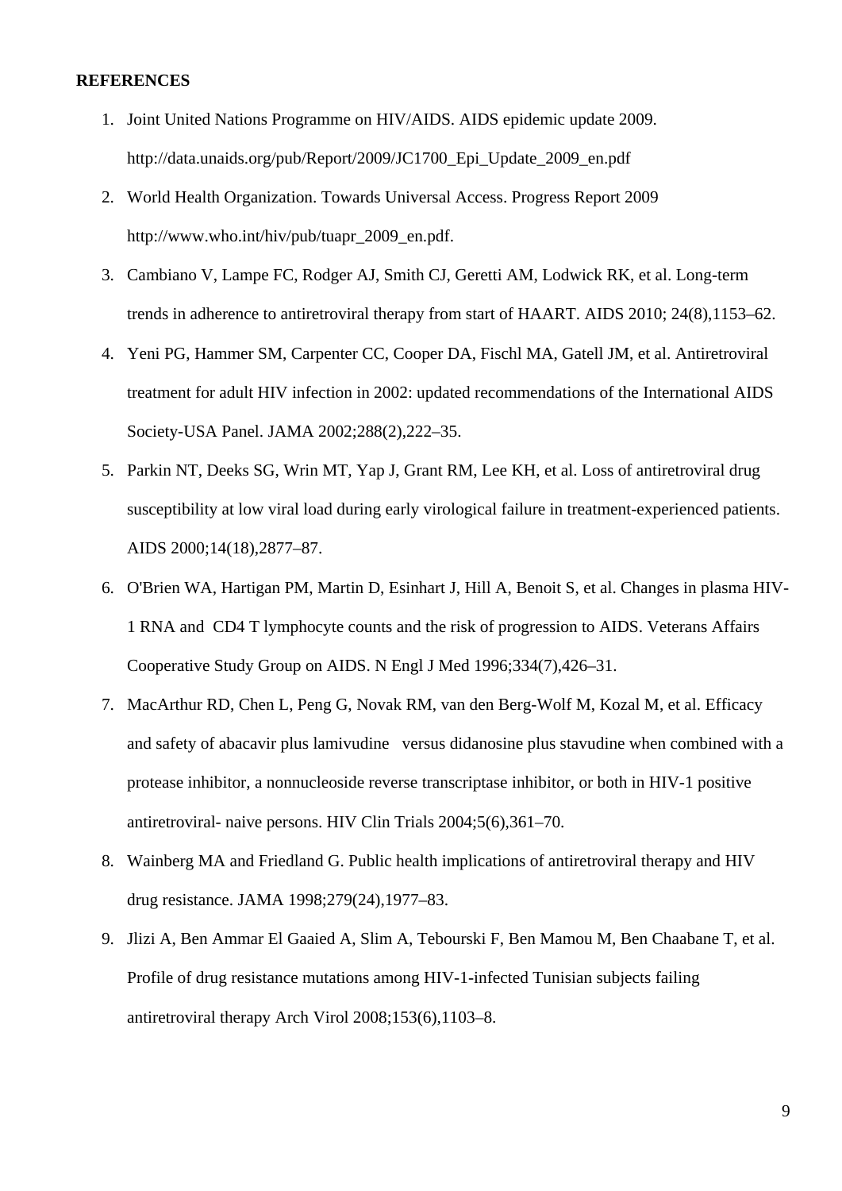**REFERENCES**

1. Joint United Nations Programme on HIV/AIDS. AIDS epidemic update 2009. http://data.unaids.org/pub/Report/2009/JC1700_Epi_Update_2009_en.pdf
2. World Health Organization. Towards Universal Access. Progress Report 2009 http://www.who.int/hiv/pub/tuapr_2009_en.pdf.
3. Cambiano V, Lampe FC, Rodger AJ, Smith CJ, Geretti AM, Lodwick RK, et al. Long-term trends in adherence to antiretroviral therapy from start of HAART. AIDS 2010; 24(8),1153–62.
4. Yeni PG, Hammer SM, Carpenter CC, Cooper DA, Fischl MA, Gatell JM, et al. Antiretroviral treatment for adult HIV infection in 2002: updated recommendations of the International AIDS Society-USA Panel. JAMA 2002;288(2),222–35.
5. Parkin NT, Deeks SG, Wrin MT, Yap J, Grant RM, Lee KH, et al. Loss of antiretroviral drug susceptibility at low viral load during early virological failure in treatment-experienced patients. AIDS 2000;14(18),2877–87.
6. O'Brien WA, Hartigan PM, Martin D, Esinhart J, Hill A, Benoit S, et al. Changes in plasma HIV-1 RNA and CD4 T lymphocyte counts and the risk of progression to AIDS. Veterans Affairs Cooperative Study Group on AIDS. N Engl J Med 1996;334(7),426–31.
7. MacArthur RD, Chen L, Peng G, Novak RM, van den Berg-Wolf M, Kozal M, et al. Efficacy and safety of abacavir plus lamivudine versus didanosine plus stavudine when combined with a protease inhibitor, a nonnucleoside reverse transcriptase inhibitor, or both in HIV-1 positive antiretroviral- naive persons. HIV Clin Trials 2004;5(6),361–70.
8. Wainberg MA and Friedland G. Public health implications of antiretroviral therapy and HIV drug resistance. JAMA 1998;279(24),1977–83.
9. Jlizi A, Ben Ammar El Gaaied A, Slim A, Tebourski F, Ben Mamou M, Ben Chaabane T, et al. Profile of drug resistance mutations among HIV-1-infected Tunisian subjects failing antiretroviral therapy Arch Virol 2008;153(6),1103–8.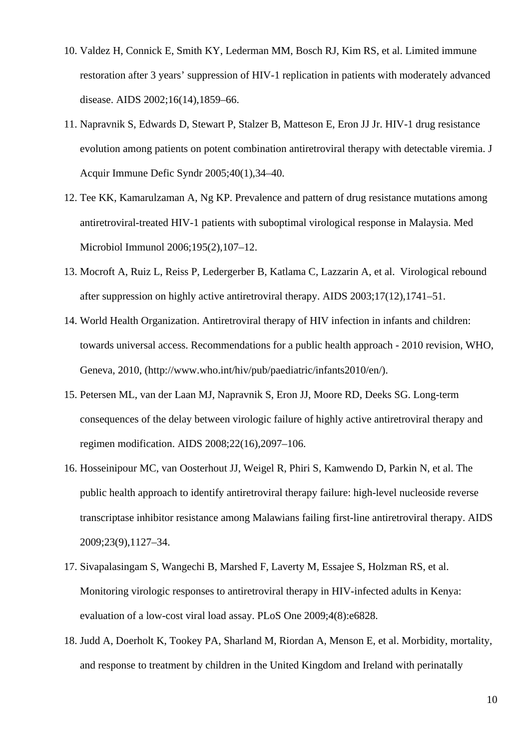10. Valdez H, Connick E, Smith KY, Lederman MM, Bosch RJ, Kim RS, et al. Limited immune restoration after 3 years' suppression of HIV-1 replication in patients with moderately advanced disease. AIDS 2002;16(14),1859–66.
11. Napravnik S, Edwards D, Stewart P, Stalzer B, Matteson E, Eron JJ Jr. HIV-1 drug resistance evolution among patients on potent combination antiretroviral therapy with detectable viremia. J Acquir Immune Defic Syndr 2005;40(1),34–40.
12. Tee KK, Kamarulzaman A, Ng KP. Prevalence and pattern of drug resistance mutations among antiretroviral-treated HIV-1 patients with suboptimal virological response in Malaysia. Med Microbiol Immunol 2006;195(2),107–12.
13. Mocroft A, Ruiz L, Reiss P, Ledergerber B, Katlama C, Lazzarin A, et al. Virological rebound after suppression on highly active antiretroviral therapy. AIDS 2003;17(12),1741–51.
14. World Health Organization. Antiretroviral therapy of HIV infection in infants and children: towards universal access. Recommendations for a public health approach - 2010 revision, WHO, Geneva, 2010, (http://www.who.int/hiv/pub/paediatric/infants2010/en/).
15. Petersen ML, van der Laan MJ, Napravnik S, Eron JJ, Moore RD, Deeks SG. Long-term consequences of the delay between virologic failure of highly active antiretroviral therapy and regimen modification. AIDS 2008;22(16),2097–106.
16. Hosseinipour MC, van Oosterhout JJ, Weigel R, Phiri S, Kamwendo D, Parkin N, et al. The public health approach to identify antiretroviral therapy failure: high-level nucleoside reverse transcriptase inhibitor resistance among Malawians failing first-line antiretroviral therapy. AIDS 2009;23(9),1127–34.
17. Sivapalasingam S, Wangechi B, Marshed F, Laverty M, Essajee S, Holzman RS, et al. Monitoring virologic responses to antiretroviral therapy in HIV-infected adults in Kenya: evaluation of a low-cost viral load assay. PLoS One 2009;4(8):e6828.
18. Judd A, Doerholt K, Tookey PA, Sharland M, Riordan A, Menson E, et al. Morbidity, mortality, and response to treatment by children in the United Kingdom and Ireland with perinatally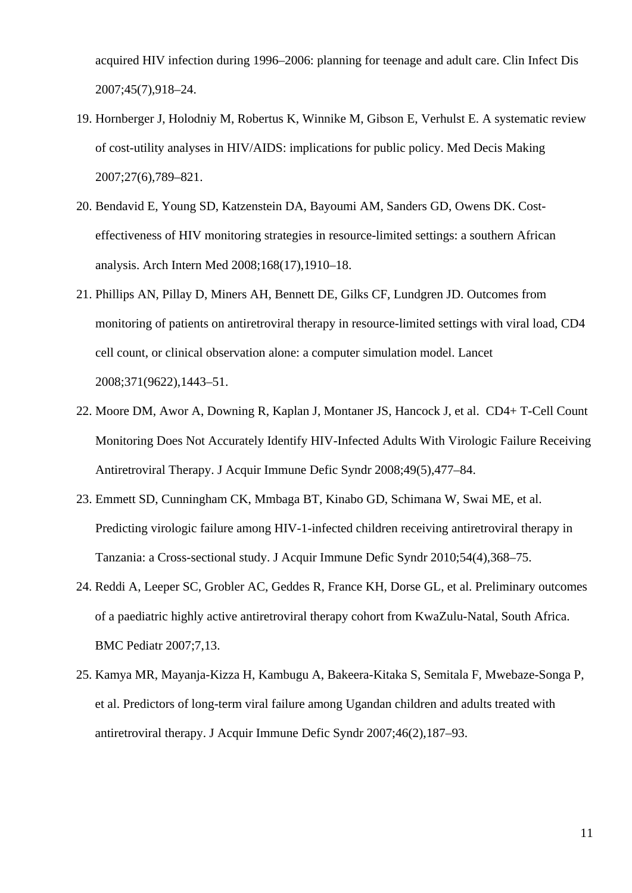acquired HIV infection during 1996–2006: planning for teenage and adult care. Clin Infect Dis 2007;45(7),918–24.

19. Hornberger J, Holodniy M, Robertus K, Winnike M, Gibson E, Verhulst E. A systematic review of cost-utility analyses in HIV/AIDS: implications for public policy. Med Decis Making 2007;27(6),789–821.
20. Bendavid E, Young SD, Katzenstein DA, Bayoumi AM, Sanders GD, Owens DK. Cost-effectiveness of HIV monitoring strategies in resource-limited settings: a southern African analysis. Arch Intern Med 2008;168(17),1910–18.
21. Phillips AN, Pillay D, Miners AH, Bennett DE, Gilks CF, Lundgren JD. Outcomes from monitoring of patients on antiretroviral therapy in resource-limited settings with viral load, CD4 cell count, or clinical observation alone: a computer simulation model. Lancet 2008;371(9622),1443–51.
22. Moore DM, Awor A, Downing R, Kaplan J, Montaner JS, Hancock J, et al. CD4+ T-Cell Count Monitoring Does Not Accurately Identify HIV-Infected Adults With Virologic Failure Receiving Antiretroviral Therapy. J Acquir Immune Defic Syndr 2008;49(5),477–84.
23. Emmett SD, Cunningham CK, Mmbaga BT, Kinabo GD, Schimana W, Swai ME, et al. Predicting virologic failure among HIV-1-infected children receiving antiretroviral therapy in Tanzania: a Cross-sectional study. J Acquir Immune Defic Syndr 2010;54(4),368–75.
24. Reddi A, Leeper SC, Grobler AC, Geddes R, France KH, Dorse GL, et al. Preliminary outcomes of a paediatric highly active antiretroviral therapy cohort from KwaZulu-Natal, South Africa. BMC Pediatr 2007;7,13.
25. Kamya MR, Mayanja-Kizza H, Kambugu A, Bakeera-Kitaka S, Semitala F, Mwebaze-Songa P, et al. Predictors of long-term viral failure among Ugandan children and adults treated with antiretroviral therapy. J Acquir Immune Defic Syndr 2007;46(2),187–93.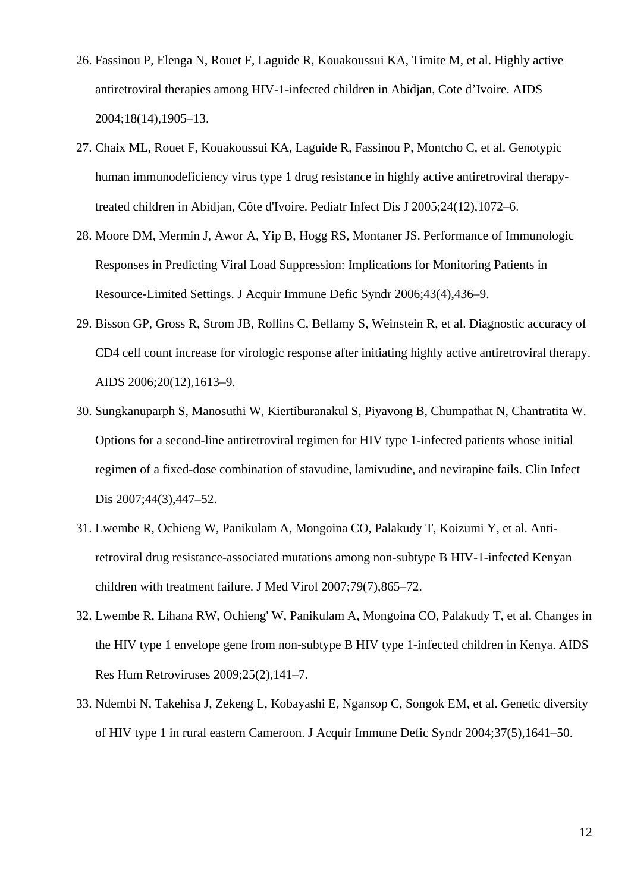26. Fassinou P, Elenga N, Rouet F, Laguide R, Kouakoussui KA, Timite M, et al. Highly active antiretroviral therapies among HIV-1-infected children in Abidjan, Cote d’Ivoire. AIDS 2004;18(14),1905–13.
27. Chaix ML, Rouet F, Kouakoussui KA, Laguide R, Fassinou P, Montcho C, et al. Genotypic human immunodeficiency virus type 1 drug resistance in highly active antiretroviral therapy-treated children in Abidjan, Côte d'Ivoire. Pediatr Infect Dis J 2005;24(12),1072–6.
28. Moore DM, Mermin J, Awor A, Yip B, Hogg RS, Montaner JS. Performance of Immunologic Responses in Predicting Viral Load Suppression: Implications for Monitoring Patients in Resource-Limited Settings. J Acquir Immune Defic Syndr 2006;43(4),436–9.
29. Bisson GP, Gross R, Strom JB, Rollins C, Bellamy S, Weinstein R, et al. Diagnostic accuracy of CD4 cell count increase for virologic response after initiating highly active antiretroviral therapy. AIDS 2006;20(12),1613–9.
30. Sungkanuparph S, Manosuthi W, Kiertiburanakul S, Piyavong B, Chumpathat N, Chantratita W. Options for a second-line antiretroviral regimen for HIV type 1-infected patients whose initial regimen of a fixed-dose combination of stavudine, lamivudine, and nevirapine fails. Clin Infect Dis 2007;44(3),447–52.
31. Lwembe R, Ochieng W, Panikulam A, Mongoina CO, Palakudy T, Koizumi Y, et al. Anti-retroviral drug resistance-associated mutations among non-subtype B HIV-1-infected Kenyan children with treatment failure. J Med Virol 2007;79(7),865–72.
32. Lwembe R, Lihana RW, Ochieng' W, Panikulam A, Mongoina CO, Palakudy T, et al. Changes in the HIV type 1 envelope gene from non-subtype B HIV type 1-infected children in Kenya. AIDS Res Hum Retroviruses 2009;25(2),141–7.
33. Ndembi N, Takehisa J, Zekeng L, Kobayashi E, Ngansop C, Songok EM, et al. Genetic diversity of HIV type 1 in rural eastern Cameroon. J Acquir Immune Defic Syndr 2004;37(5),1641–50.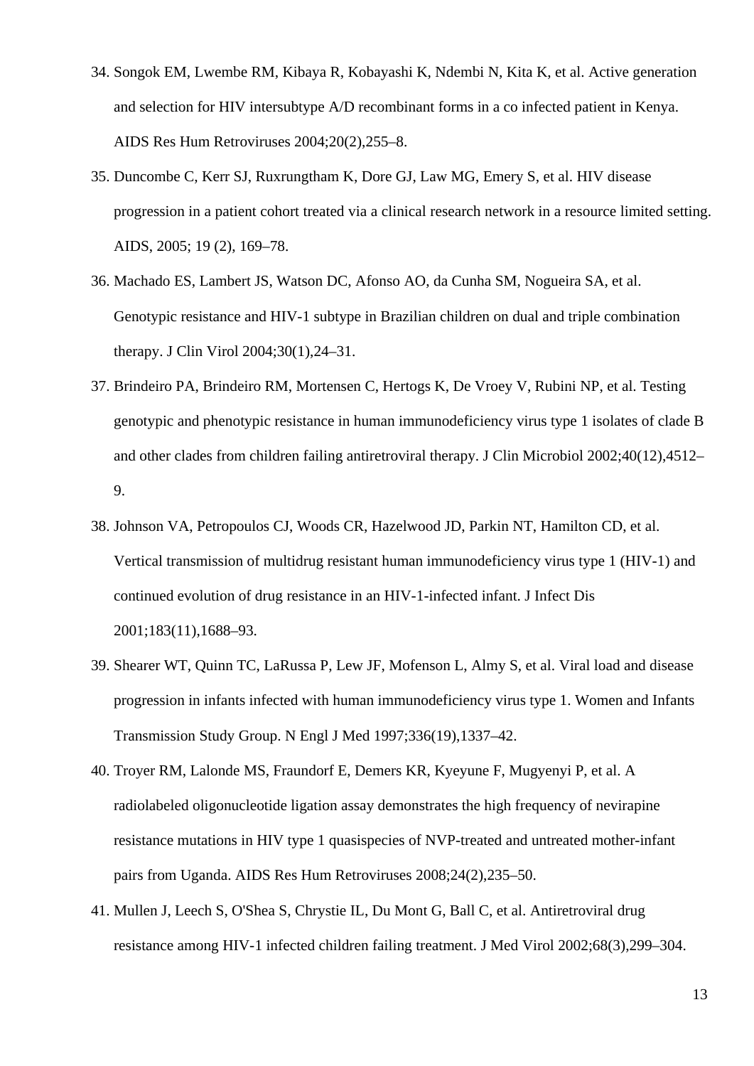34. Songok EM, Lwembe RM, Kibaya R, Kobayashi K, Ndembi N, Kita K, et al. Active generation and selection for HIV intersubtype A/D recombinant forms in a co infected patient in Kenya. AIDS Res Hum Retroviruses 2004;20(2),255–8.
35. Duncombe C, Kerr SJ, Ruxrungtham K, Dore GJ, Law MG, Emery S, et al. HIV disease progression in a patient cohort treated via a clinical research network in a resource limited setting. AIDS, 2005; 19 (2), 169–78.
36. Machado ES, Lambert JS, Watson DC, Afonso AO, da Cunha SM, Nogueira SA, et al. Genotypic resistance and HIV-1 subtype in Brazilian children on dual and triple combination therapy. J Clin Virol 2004;30(1),24–31.
37. Brindeiro PA, Brindeiro RM, Mortensen C, Hertogs K, De Vroey V, Rubini NP, et al. Testing genotypic and phenotypic resistance in human immunodeficiency virus type 1 isolates of clade B and other clades from children failing antiretroviral therapy. J Clin Microbiol 2002;40(12),4512–9.
38. Johnson VA, Petropoulos CJ, Woods CR, Hazelwood JD, Parkin NT, Hamilton CD, et al. Vertical transmission of multidrug resistant human immunodeficiency virus type 1 (HIV-1) and continued evolution of drug resistance in an HIV-1-infected infant. J Infect Dis 2001;183(11),1688–93.
39. Shearer WT, Quinn TC, LaRussa P, Lew JF, Mofenson L, Almy S, et al. Viral load and disease progression in infants infected with human immunodeficiency virus type 1. Women and Infants Transmission Study Group. N Engl J Med 1997;336(19),1337–42.
40. Troyer RM, Lalonde MS, Fraundorf E, Demers KR, Kyeyune F, Mugyenyi P, et al. A radiolabeled oligonucleotide ligation assay demonstrates the high frequency of nevirapine resistance mutations in HIV type 1 quasispecies of NVP-treated and untreated mother-infant pairs from Uganda. AIDS Res Hum Retroviruses 2008;24(2),235–50.
41. Mullen J, Leech S, O'Shea S, Chrystie IL, Du Mont G, Ball C, et al. Antiretroviral drug resistance among HIV-1 infected children failing treatment. J Med Virol 2002;68(3),299–304.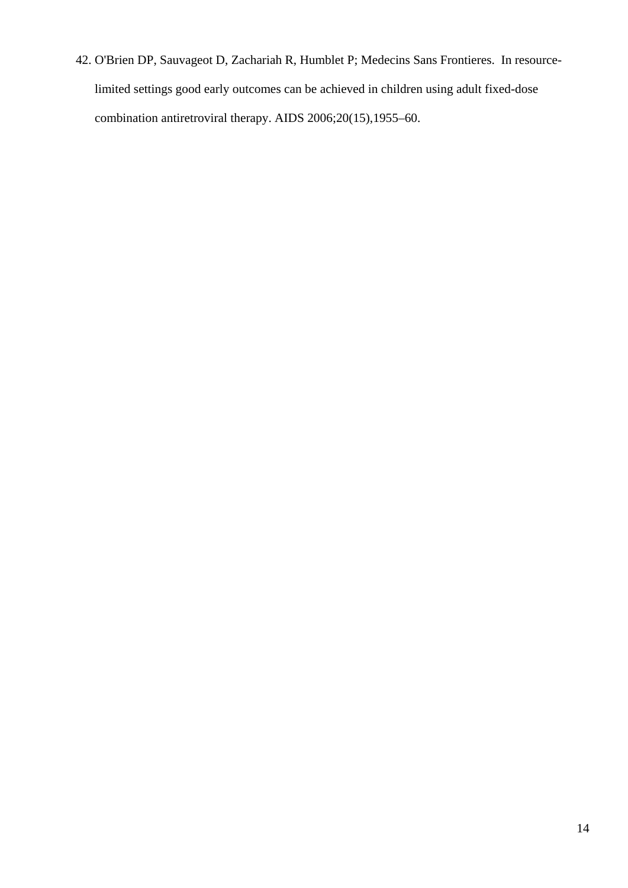42. O'Brien DP, Sauvageot D, Zachariah R, Humblet P; Medecins Sans Frontieres. In resource-limited settings good early outcomes can be achieved in children using adult fixed-dose combination antiretroviral therapy. AIDS 2006;20(15),1955–60.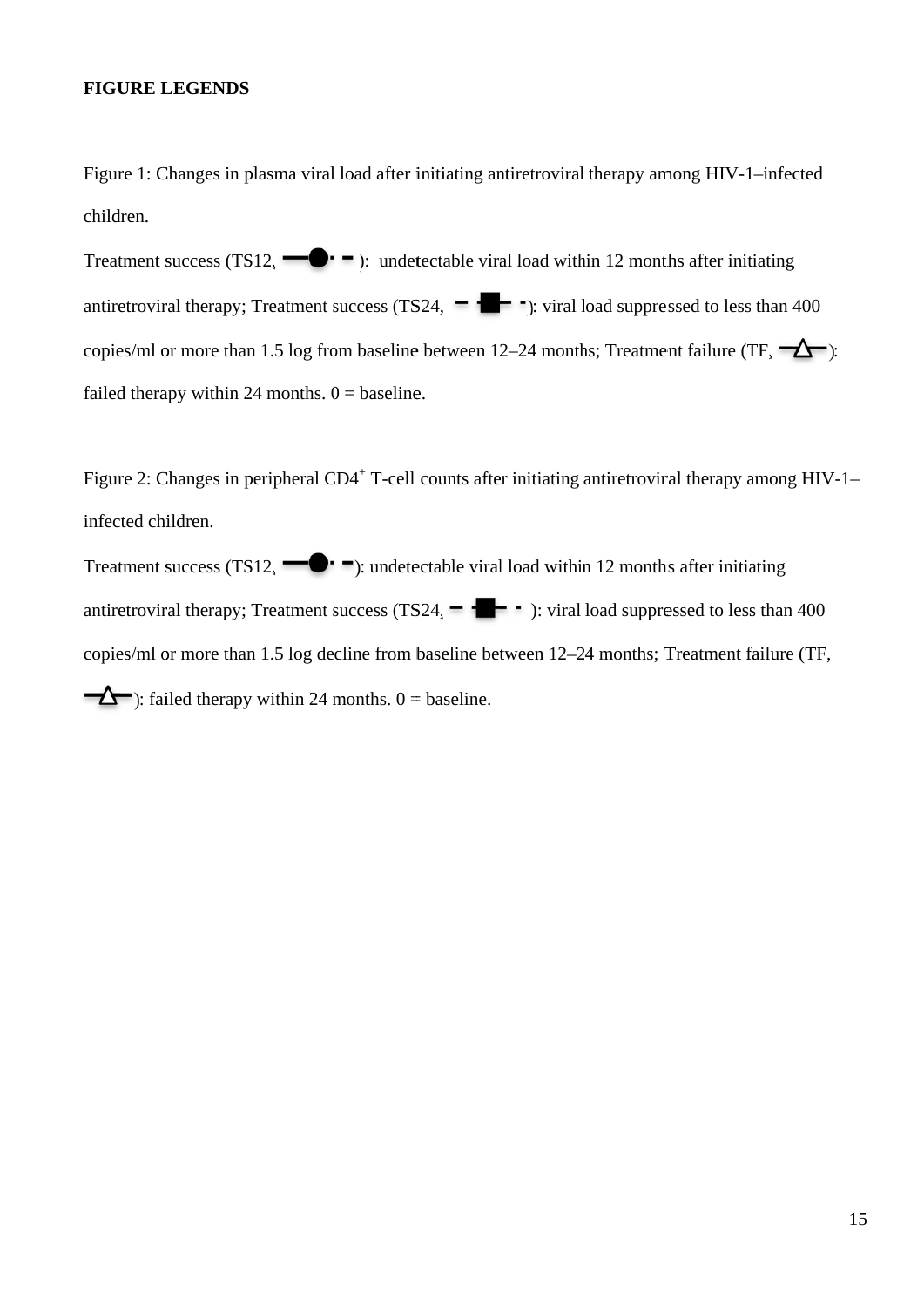**FIGURE LEGENDS**

Figure 1: Changes in plasma viral load after initiating antiretroviral therapy among HIV-1–infected children.

Treatment success (TS12, —●- -): undetectable viral load within 12 months after initiating antiretroviral therapy; Treatment success (TS24, - ■- -): viral load suppressed to less than 400 copies/ml or more than 1.5 log from baseline between 12–24 months; Treatment failure (TF, —△—): failed therapy within 24 months. 0 = baseline.

Figure 2: Changes in peripheral $CD4^+$ T-cell counts after initiating antiretroviral therapy among HIV-1–infected children.

Treatment success (TS12, —●- -): undetectable viral load within 12 months after initiating antiretroviral therapy; Treatment success (TS24, - ■- -): viral load suppressed to less than 400 copies/ml or more than 1.5 log decline from baseline between 12–24 months; Treatment failure (TF, —△—): failed therapy within 24 months. 0 = baseline.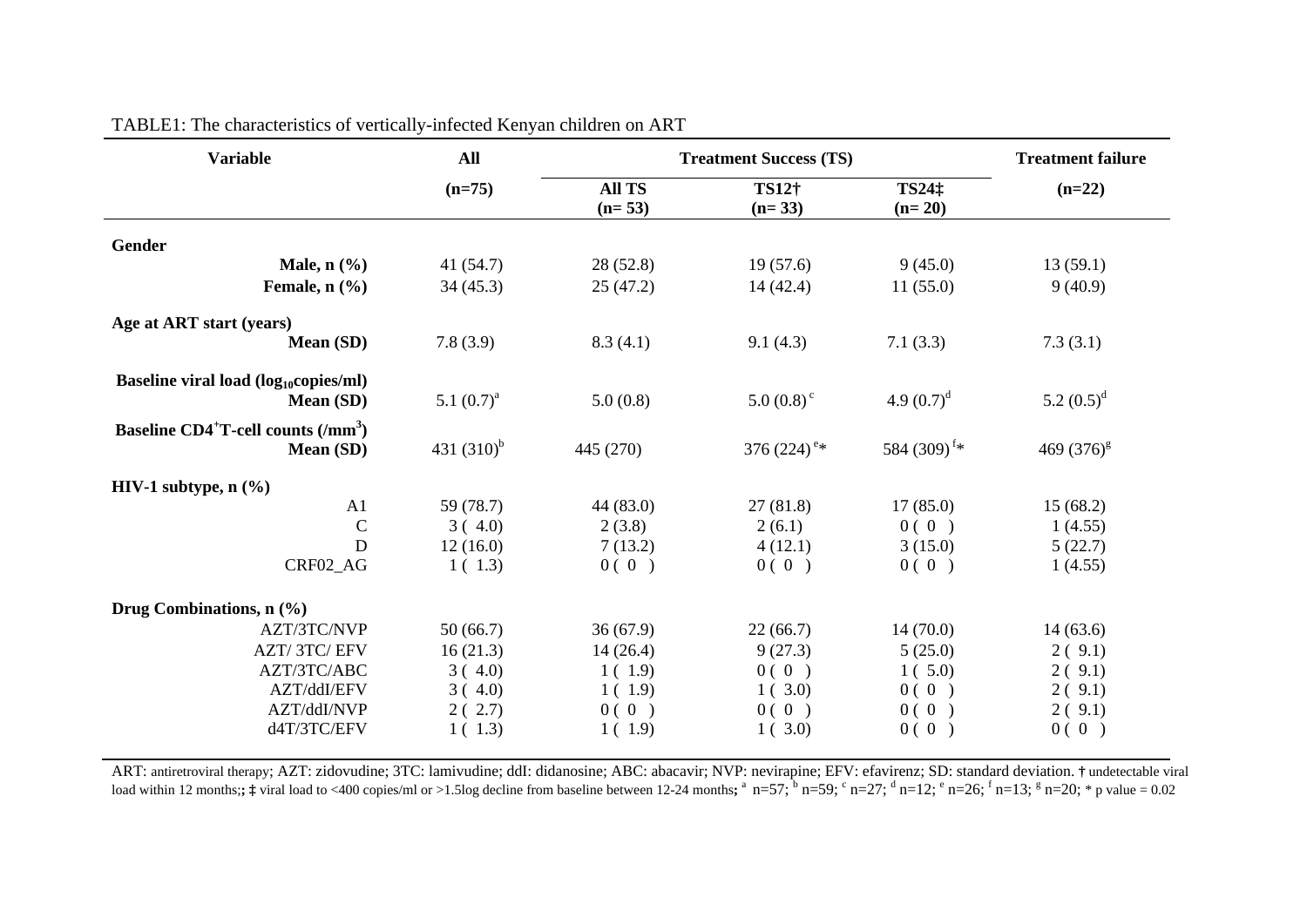TABLE1: The characteristics of vertically-infected Kenyan children on ART

| Variable | All | Treatment Success (TS) | | | Treatment failure |
|---|---|---|---|---|---|
| | (n=75) | All TS (n= 53) | TS12† (n= 33) | TS24‡ (n= 20) | (n=22) |
| **Gender** | | | | | |
| **Male, n (%)** | 41 (54.7) | 28 (52.8) | 19 (57.6) | 9 (45.0) | 13 (59.1) |
| **Female, n (%)** | 34 (45.3) | 25 (47.2) | 14 (42.4) | 11 (55.0) | 9 (40.9) |
| **Age at ART start (years)** | | | | | |
| **Mean (SD)** | 7.8 (3.9) | 8.3 (4.1) | 9.1 (4.3) | 7.1 (3.3) | 7.3 (3.1) |
| **Baseline viral load ($\log_{10}$copies/ml)** | | | | | |
| **Mean (SD)** | 5.1 (0.7)[a] | 5.0 (0.8) | 5.0 (0.8)[c] | 4.9 (0.7)[d] | 5.2 (0.5)[d] |
| **Baseline $CD4^{+}$T-cell counts (/$mm^3$)** | | | | | |
| **Mean (SD)** | 431 (310)[b] | 445 (270) | 376 (224)[e]* | 584 (309)[f]* | 469 (376)[g] |
| **HIV-1 subtype, n (%)** | | | | | |
| A1 | 59 (78.7) | 44 (83.0) | 27 (81.8) | 17 (85.0) | 15 (68.2) |
| C | 3 ( 4.0) | 2 (3.8) | 2 (6.1) | 0 ( 0 ) | 1 (4.55) |
| D | 12 (16.0) | 7 (13.2) | 4 (12.1) | 3 (15.0) | 5 (22.7) |
| CRF02_AG | 1 ( 1.3) | 0 ( 0 ) | 0 ( 0 ) | 0 ( 0 ) | 1 (4.55) |
| **Drug Combinations, n (%)** | | | | | |
| AZT/3TC/NVP | 50 (66.7) | 36 (67.9) | 22 (66.7) | 14 (70.0) | 14 (63.6) |
| AZT/ 3TC/ EFV | 16 (21.3) | 14 (26.4) | 9 (27.3) | 5 (25.0) | 2 ( 9.1) |
| AZT/3TC/ABC | 3 ( 4.0) | 1 ( 1.9) | 0 ( 0 ) | 1 ( 5.0) | 2 ( 9.1) |
| AZT/ddI/EFV | 3 ( 4.0) | 1 ( 1.9) | 1 ( 3.0) | 0 ( 0 ) | 2 ( 9.1) |
| AZT/ddI/NVP | 2 ( 2.7) | 0 ( 0 ) | 0 ( 0 ) | 0 ( 0 ) | 2 ( 9.1) |
| d4T/3TC/EFV | 1 ( 1.3) | 1 ( 1.9) | 1 ( 3.0) | 0 ( 0 ) | 0 ( 0 ) |

ART: antiretroviral therapy; AZT: zidovudine; 3TC: lamivudine; ddI: didanosine; ABC: abacavir; NVP: nevirapine; EFV: efavirenz; SD: standard deviation. **†** undetectable viral load within 12 months;**; ‡** viral load to <400 copies/ml or >1.5log decline from baseline between 12-24 months**;** [a] n=57; [b] n=59; [c] n=27; [d] n=12; [e] n=26; [f] n=13; [g] n=20; * p value = 0.02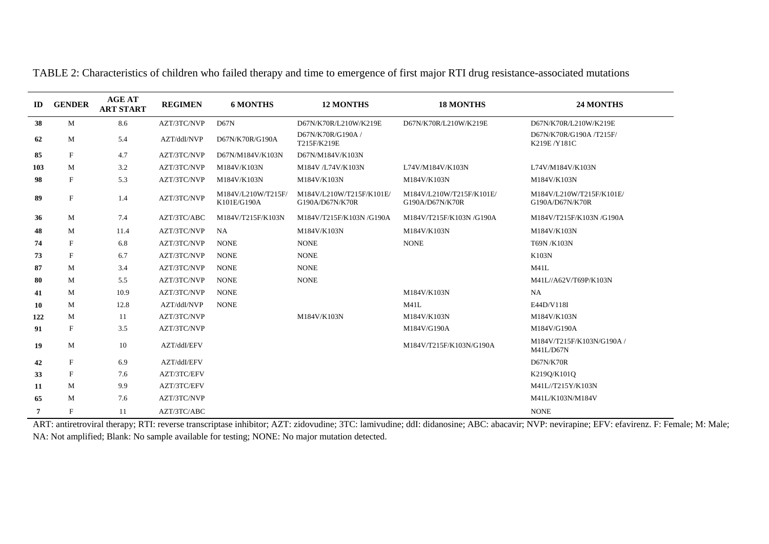TABLE 2: Characteristics of children who failed therapy and time to emergence of first major RTI drug resistance-associated mutations

| ID | GENDER | AGE AT ART START | REGIMEN | 6 MONTHS | 12 MONTHS | 18 MONTHS | 24 MONTHS |
|---|---|---|---|---|---|---|---|
| 38 | M | 8.6 | AZT/3TC/NVP | D67N | D67N/K70R/L210W/K219E | D67N/K70R/L210W/K219E | D67N/K70R/L210W/K219E |
| 62 | M | 5.4 | AZT/ddI/NVP | D67N/K70R/G190A | D67N/K70R/G190A / T215F/K219E | | D67N/K70R/G190A /T215F/ K219E /Y181C |
| 85 | F | 4.7 | AZT/3TC/NVP | D67N/M184V/K103N | D67N/M184V/K103N | | |
| 103 | M | 3.2 | AZT/3TC/NVP | M184V/K103N | M184V /L74V/K103N | L74V/M184V/K103N | L74V/M184V/K103N |
| 98 | F | 5.3 | AZT/3TC/NVP | M184V/K103N | M184V/K103N | M184V/K103N | M184V/K103N |
| 89 | F | 1.4 | AZT/3TC/NVP | M184V/L210W/T215F/ K101E/G190A | M184V/L210W/T215F/K101E/ G190A/D67N/K70R | M184V/L210W/T215F/K101E/ G190A/D67N/K70R | M184V/L210W/T215F/K101E/ G190A/D67N/K70R |
| 36 | M | 7.4 | AZT/3TC/ABC | M184V/T215F/K103N | M184V/T215F/K103N /G190A | M184V/T215F/K103N /G190A | M184V/T215F/K103N /G190A |
| 48 | M | 11.4 | AZT/3TC/NVP | NA | M184V/K103N | M184V/K103N | M184V/K103N |
| 74 | F | 6.8 | AZT/3TC/NVP | NONE | NONE | NONE | T69N /K103N |
| 73 | F | 6.7 | AZT/3TC/NVP | NONE | NONE | NONE | K103N |
| 87 | M | 3.4 | AZT/3TC/NVP | NONE | NONE | | M41L |
| 80 | M | 5.5 | AZT/3TC/NVP | NONE | NONE | | M41L//A62V/T69P/K103N |
| 41 | M | 10.9 | AZT/3TC/NVP | NONE | | M184V/K103N | NA |
| 10 | M | 12.8 | AZT/ddI/NVP | NONE | | M41L | E44D/V118I |
| 122 | M | 11 | AZT/3TC/NVP | | M184V/K103N | M184V/K103N | M184V/K103N |
| 91 | F | 3.5 | AZT/3TC/NVP | | | M184V/G190A | M184V/G190A |
| 19 | M | 10 | AZT/ddI/EFV | | | M184V/T215F/K103N/G190A | M184V/T215F/K103N/G190A / M41L/D67N |
| 42 | F | 6.9 | AZT/ddI/EFV | | | | D67N/K70R |
| 33 | F | 7.6 | AZT/3TC/EFV | | | | K219Q/K101Q |
| 11 | M | 9.9 | AZT/3TC/EFV | | | | M41L//T215Y/K103N |
| 65 | M | 7.6 | AZT/3TC/NVP | | | | M41L/K103N/M184V |
| 7 | F | 11 | AZT/3TC/ABC | | | | NONE |

ART: antiretroviral therapy; RTI: reverse transcriptase inhibitor; AZT: zidovudine; 3TC: lamivudine; ddI: didanosine; ABC: abacavir; NVP: nevirapine; EFV: efavirenz. F: Female; M: Male; NA: Not amplified; Blank: No sample available for testing; NONE: No major mutation detected.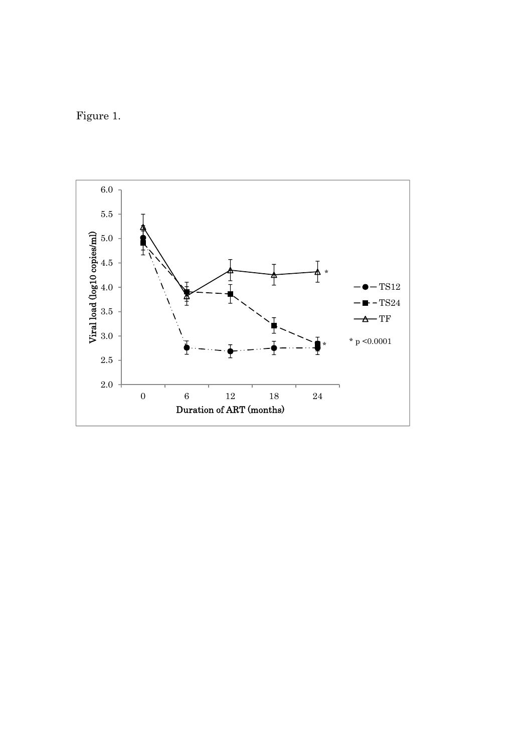Figure 1.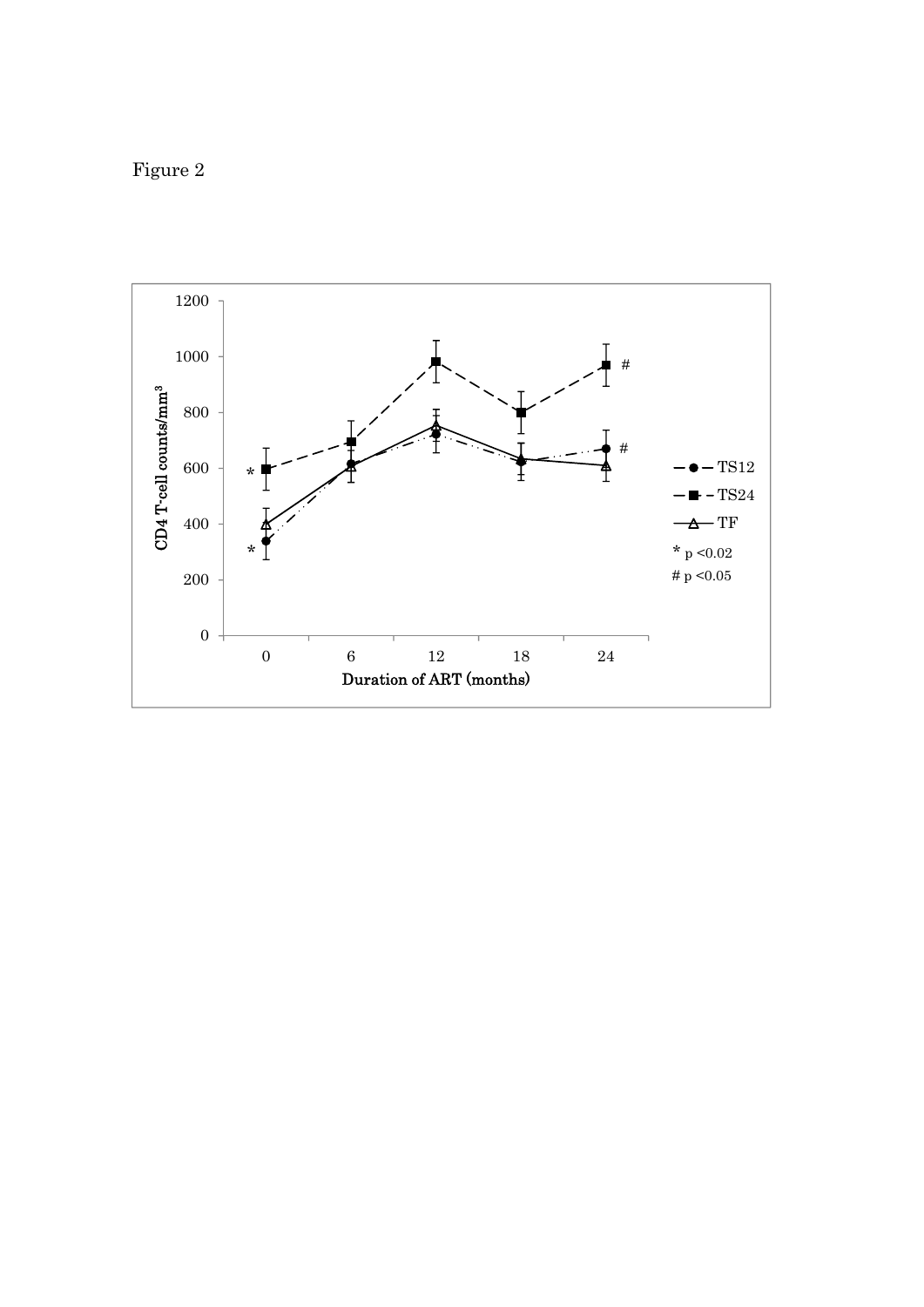Figure 2

1200
1000
800
600
400
200
0

CD4 T-cell counts/mm³

0
6
12
18
24

Duration of ART (months)

*
*
#
#

TS12
TS24
TF

* p <0.02
# p <0.05